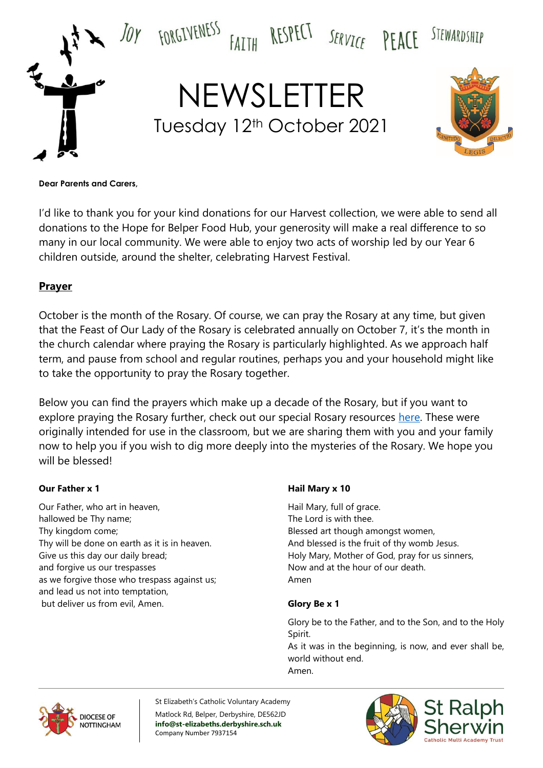JOY FORGIVENESS FAITH RESPECT SERVICE PEACE STEWARDSHIP

# NEWSLETTER

Tuesday 12th October 2021

**Dear Parents and Carers,**

I'd like to thank you for your kind donations for our Harvest collection, we were able to send all donations to the Hope for Belper Food Hub, your generosity will make a real difference to so many in our local community. We were able to enjoy two acts of worship led by our Year 6 children outside, around the shelter, celebrating Harvest Festival.

## Prayer

October is the month of the Rosary. Of course, we can pray the Rosary at any time, but given that the Feast of Our Lady of the Rosary is celebrated annually on October 7, it's the month in the church calendar where praying the Rosary is particularly highlighted. As we approach half term, and pause from school and regular routines, perhaps you and your household might like to take the opportunity to pray the Rosary together.

Below you can find the prayers which make up a decade of the Rosary, but if you want to explore praying the Rosary further, check out our special Rosary resources here. These were originally intended for use in the classroom, but we are sharing them with you and your family now to help you if you wish to dig more deeply into the mysteries of the Rosary. We hope you will be blessed!

**Our Father x 1**

Our Father, who art in heaven,
hallowed be Thy name;
Thy kingdom come;
Thy will be done on earth as it is in heaven.
Give us this day our daily bread;
and forgive us our trespasses
as we forgive those who trespass against us;
and lead us not into temptation,
but deliver us from evil, Amen.

**Hail Mary x 10**

Hail Mary, full of grace.
The Lord is with thee.
Blessed art though amongst women,
And blessed is the fruit of thy womb Jesus.
Holy Mary, Mother of God, pray for us sinners,
Now and at the hour of our death.
Amen

**Glory Be x 1**

Glory be to the Father, and to the Son, and to the Holy Spirit.
As it was in the beginning, is now, and ever shall be, world without end.
Amen.

DIOCESE OF NOTTINGHAM

St Elizabeth's Catholic Voluntary Academy
Matlock Rd, Belper, Derbyshire, DE562JD
**info@st-elizabeths.derbyshire.sch.uk**
Company Number 7937154

St Ralph Sherwin Catholic Multi Academy Trust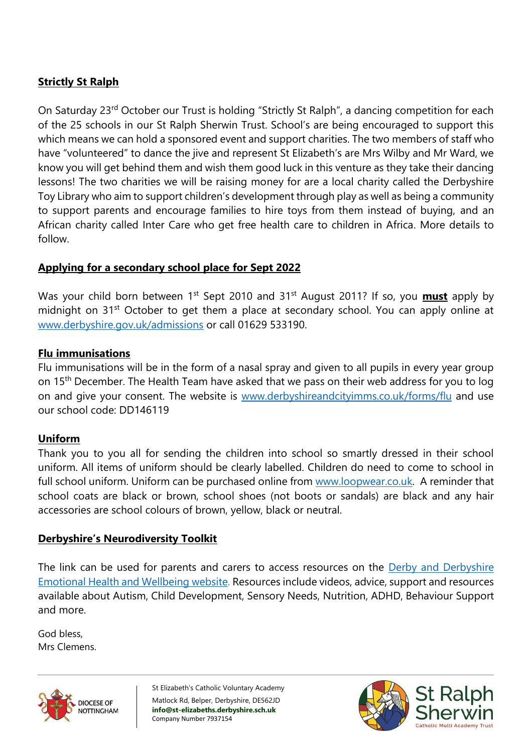## **Strictly St Ralph**

On Saturday 23rd October our Trust is holding "Strictly St Ralph", a dancing competition for each of the 25 schools in our St Ralph Sherwin Trust. School's are being encouraged to support this which means we can hold a sponsored event and support charities. The two members of staff who have "volunteered" to dance the jive and represent St Elizabeth's are Mrs Wilby and Mr Ward, we know you will get behind them and wish them good luck in this venture as they take their dancing lessons! The two charities we will be raising money for are a local charity called the Derbyshire Toy Library who aim to support children's development through play as well as being a community to support parents and encourage families to hire toys from them instead of buying, and an African charity called Inter Care who get free health care to children in Africa. More details to follow.

## **Applying for a secondary school place for Sept 2022**

Was your child born between 1st Sept 2010 and 31st August 2011? If so, you **must** apply by midnight on 31st October to get them a place at secondary school. You can apply online at www.derbyshire.gov.uk/admissions or call 01629 533190.

## **Flu immunisations**

Flu immunisations will be in the form of a nasal spray and given to all pupils in every year group on 15th December. The Health Team have asked that we pass on their web address for you to log on and give your consent. The website is www.derbyshireandcityimms.co.uk/forms/flu and use our school code: DD146119

## **Uniform**

Thank you to you all for sending the children into school so smartly dressed in their school uniform. All items of uniform should be clearly labelled. Children do need to come to school in full school uniform. Uniform can be purchased online from www.loopwear.co.uk. A reminder that school coats are black or brown, school shoes (not boots or sandals) are black and any hair accessories are school colours of brown, yellow, black or neutral.

## **Derbyshire's Neurodiversity Toolkit**

The link can be used for parents and carers to access resources on the Derby and Derbyshire Emotional Health and Wellbeing website. Resources include videos, advice, support and resources available about Autism, Child Development, Sensory Needs, Nutrition, ADHD, Behaviour Support and more.

God bless,
Mrs Clemens.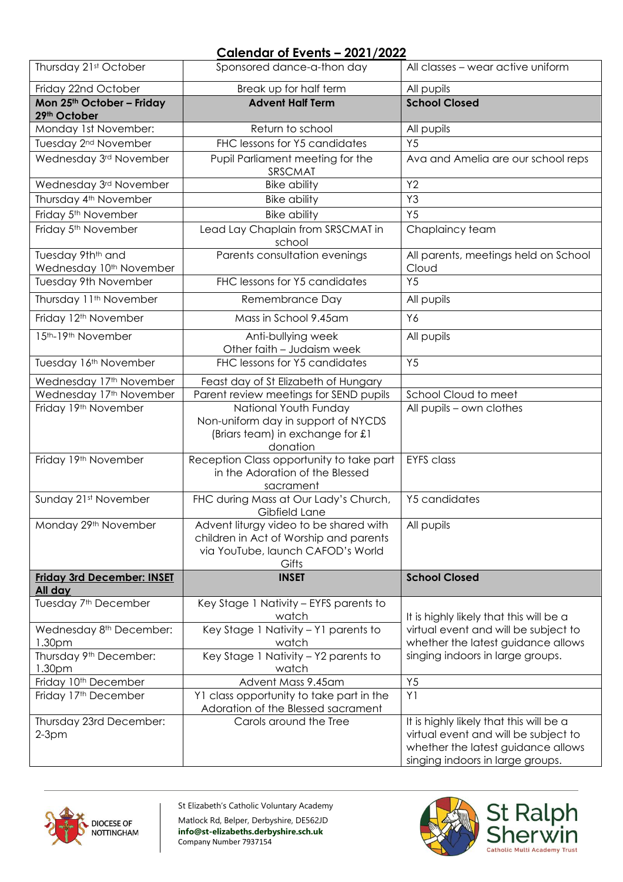## Calendar of Events – 2021/2022

| | | |
|---|---|---|
| Thursday 21st October | Sponsored dance-a-thon day | All classes – wear active uniform |
| Friday 22nd October | Break up for half term | All pupils |
| **Mon 25th October – Friday 29th October** | **Advent Half Term** | **School Closed** |
| Monday 1st November: | Return to school | All pupils |
| Tuesday 2nd November | FHC lessons for Y5 candidates | Y5 |
| Wednesday 3rd November | Pupil Parliament meeting for the SRSCMAT | Ava and Amelia are our school reps |
| Wednesday 3rd November | Bike ability | Y2 |
| Thursday 4th November | Bike ability | Y3 |
| Friday 5th November | Bike ability | Y5 |
| Friday 5th November | Lead Lay Chaplain from SRSCMAT in school | Chaplaincy team |
| Tuesday 9thth and Wednesday 10th November | Parents consultation evenings | All parents, meetings held on School Cloud |
| Tuesday 9th November | FHC lessons for Y5 candidates | Y5 |
| Thursday 11th November | Remembrance Day | All pupils |
| Friday 12th November | Mass in School 9.45am | Y6 |
| 15th-19th November | Anti-bullying week<br>Other faith – Judaism week | All pupils |
| Tuesday 16th November | FHC lessons for Y5 candidates | Y5 |
| Wednesday 17th November | Feast day of St Elizabeth of Hungary | |
| Wednesday 17th November | Parent review meetings for SEND pupils | School Cloud to meet |
| Friday 19th November | National Youth Funday<br>Non-uniform day in support of NYCDS (Briars team) in exchange for £1 donation | All pupils – own clothes |
| Friday 19th November | Reception Class opportunity to take part in the Adoration of the Blessed sacrament | EYFS class |
| Sunday 21st November | FHC during Mass at Our Lady's Church, Gibfield Lane | Y5 candidates |
| Monday 29th November | Advent liturgy video to be shared with children in Act of Worship and parents via YouTube, launch CAFOD's World Gifts | All pupils |
| **Friday 3rd December: INSET All day** | **INSET** | **School Closed** |
| Tuesday 7th December | Key Stage 1 Nativity – EYFS parents to watch | It is highly likely that this will be a virtual event and will be subject to whether the latest guidance allows singing indoors in large groups. |
| Wednesday 8th December: 1.30pm | Key Stage 1 Nativity – Y1 parents to watch | |
| Thursday 9th December: 1.30pm | Key Stage 1 Nativity – Y2 parents to watch | |
| Friday 10th December | Advent Mass 9.45am | Y5 |
| Friday 17th December | Y1 class opportunity to take part in the Adoration of the Blessed sacrament | Y1 |
| Thursday 23rd December: 2-3pm | Carols around the Tree | It is highly likely that this will be a virtual event and will be subject to whether the latest guidance allows singing indoors in large groups. |

DIOCESE OF NOTTINGHAM

St Elizabeth's Catholic Voluntary Academy
Matlock Rd, Belper, Derbyshire, DE562JD
**info@st-elizabeths.derbyshire.sch.uk**
Company Number 7937154

St Ralph Sherwin Catholic Multi Academy Trust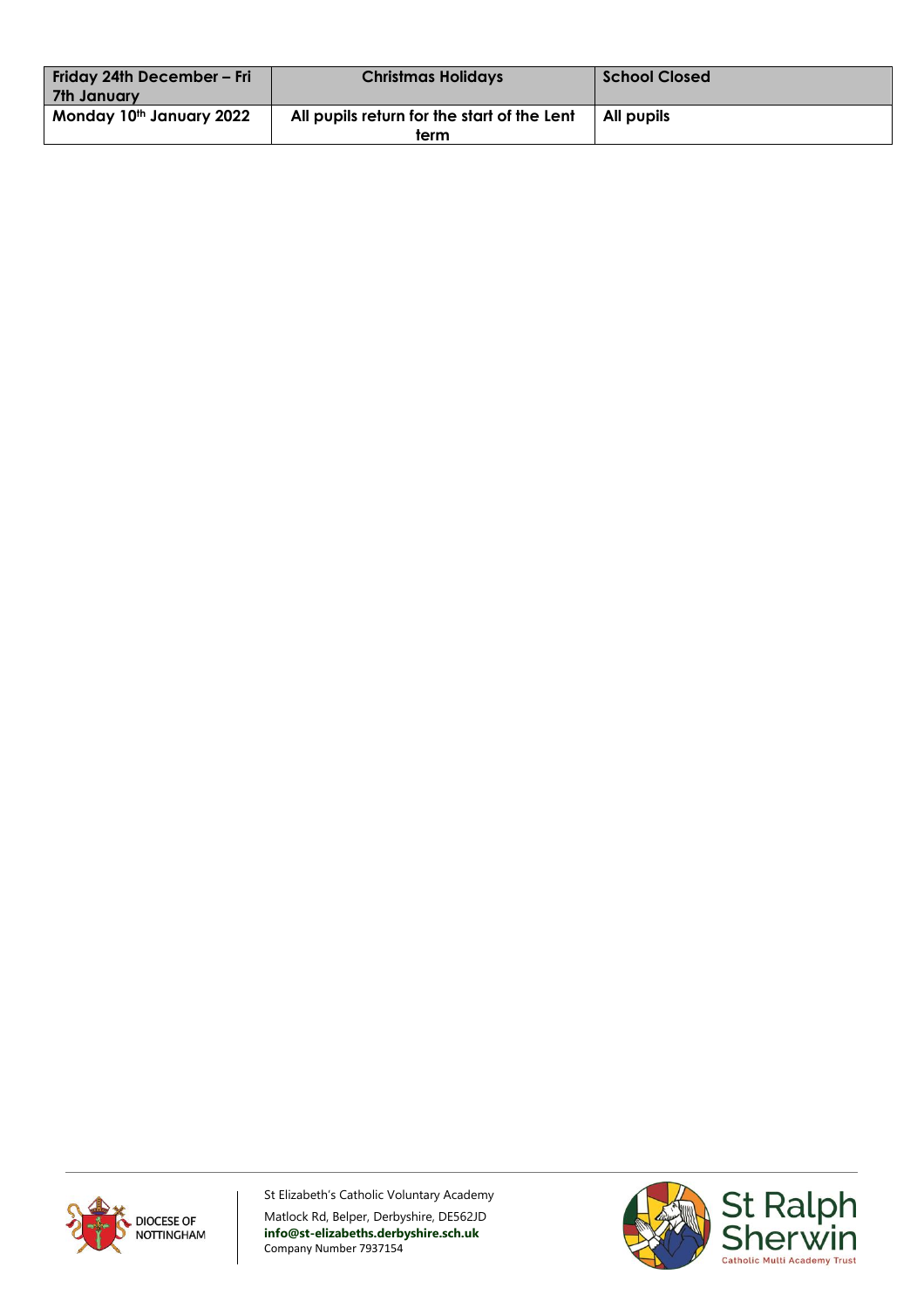| | | |
|---|---|---|
| **Friday 24th December – Fri 7th January** | **Christmas Holidays** | **School Closed** |
| **Monday 10th January 2022** | **All pupils return for the start of the Lent term** | **All pupils** |

St Elizabeth's Catholic Voluntary Academy
Matlock Rd, Belper, Derbyshire, DE562JD
**info@st-elizabeths.derbyshire.sch.uk**
Company Number 7937154